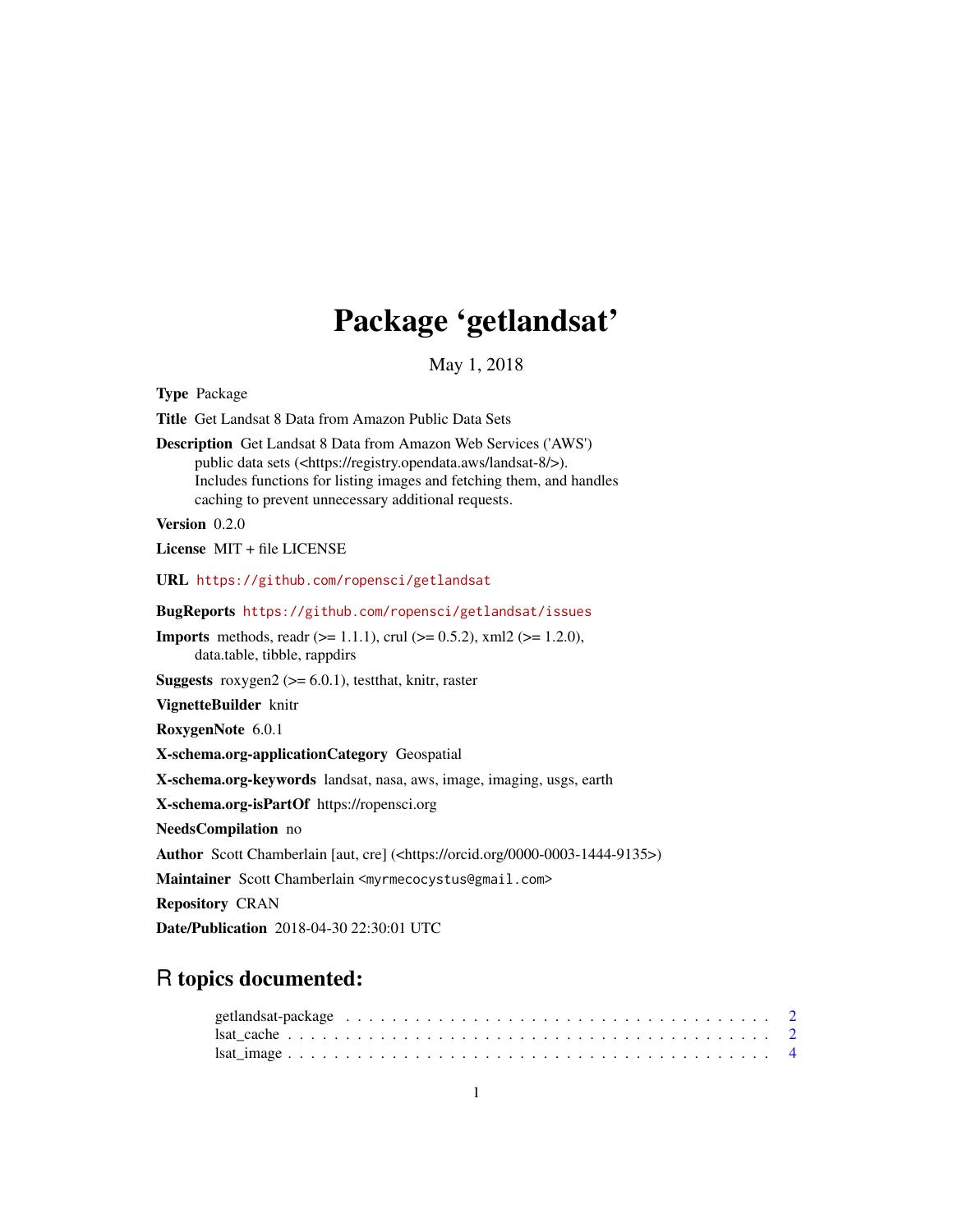# Package 'getlandsat'

May 1, 2018

**Type** Package

**Title** Get Landsat 8 Data from Amazon Public Data Sets

**Description** Get Landsat 8 Data from Amazon Web Services ('AWS') public data sets (<https://registry.opendata.aws/landsat-8/>). Includes functions for listing images and fetching them, and handles caching to prevent unnecessary additional requests.

**Version** 0.2.0

**License** MIT + file LICENSE

**URL** https://github.com/ropensci/getlandsat

**BugReports** https://github.com/ropensci/getlandsat/issues

**Imports** methods, readr (>= 1.1.1), crul (>= 0.5.2), xml2 (>= 1.2.0), data.table, tibble, rappdirs

**Suggests** roxygen2 (>= 6.0.1), testthat, knitr, raster

**VignetteBuilder** knitr

**RoxygenNote** 6.0.1

**X-schema.org-applicationCategory** Geospatial

**X-schema.org-keywords** landsat, nasa, aws, image, imaging, usgs, earth

**X-schema.org-isPartOf** https://ropensci.org

**NeedsCompilation** no

**Author** Scott Chamberlain [aut, cre] (<https://orcid.org/0000-0003-1444-9135>)

**Maintainer** Scott Chamberlain <myrmecocystus@gmail.com>

**Repository** CRAN

**Date/Publication** 2018-04-30 22:30:01 UTC

## R topics documented:

getlandsat-package . . . . . . . . . . . . . . . . . . . . . . . . . . . . . . . . . . . . . . 2
lsat_cache . . . . . . . . . . . . . . . . . . . . . . . . . . . . . . . . . . . . . . . . . . 2
lsat_image . . . . . . . . . . . . . . . . . . . . . . . . . . . . . . . . . . . . . . . . . . 4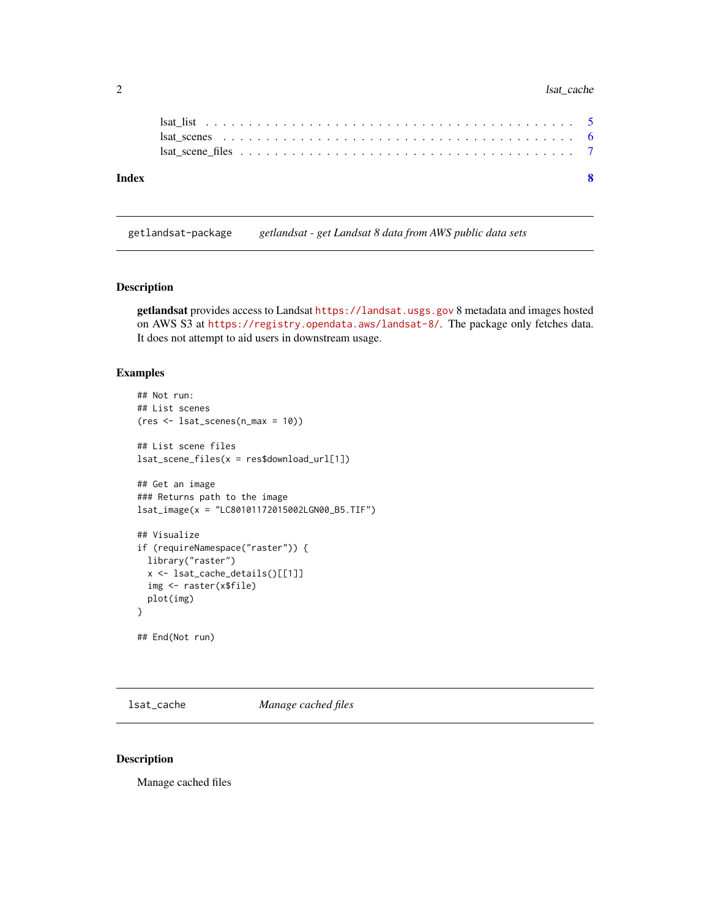lsat_list . . . . . . . . . . . . . . . . . . . . . . . . . . . . . . . . . . . . . . . 5
lsat_scenes . . . . . . . . . . . . . . . . . . . . . . . . . . . . . . . . . . . . . . 6
lsat_scene_files . . . . . . . . . . . . . . . . . . . . . . . . . . . . . . . . . . . 7

**Index** **8**

---

`getlandsat-package` *getlandsat - get Landsat 8 data from AWS public data sets*

---

### Description

**getlandsat** provides access to Landsat https://landsat.usgs.gov 8 metadata and images hosted on AWS S3 at https://registry.opendata.aws/landsat-8/. The package only fetches data. It does not attempt to aid users in downstream usage.

### Examples

```
## Not run:
## List scenes
(res <- lsat_scenes(n_max = 10))

## List scene files
lsat_scene_files(x = res$download_url[1])

## Get an image
### Returns path to the image
lsat_image(x = "LC80101172015002LGN00_B5.TIF")

## Visualize
if (requireNamespace("raster")) {
  library("raster")
  x <- lsat_cache_details()[[1]]
  img <- raster(x$file)
  plot(img)
}

## End(Not run)
```

---

`lsat_cache` *Manage cached files*

---

### Description

Manage cached files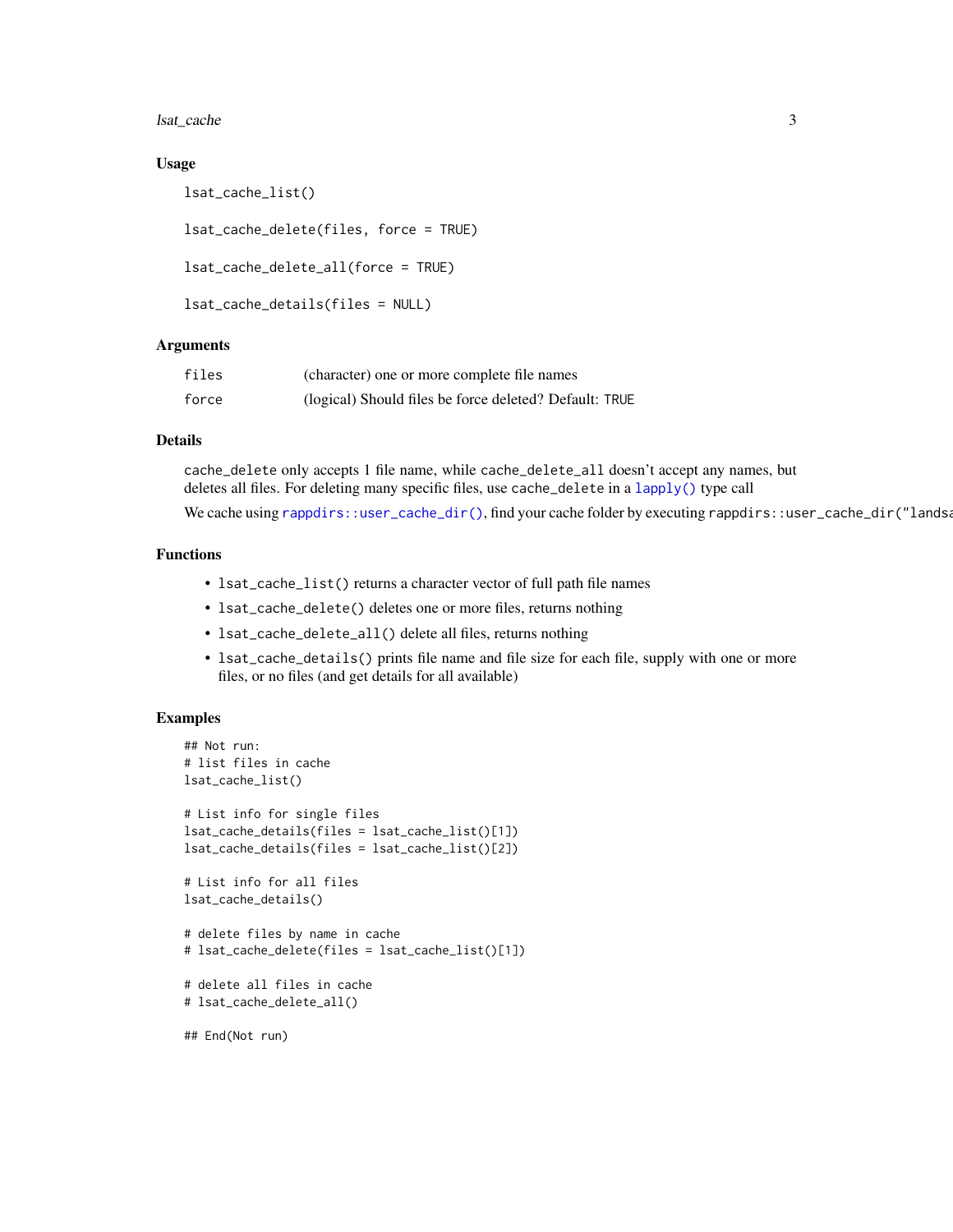### Usage

```
lsat_cache_list()

lsat_cache_delete(files, force = TRUE)

lsat_cache_delete_all(force = TRUE)

lsat_cache_details(files = NULL)
```

### Arguments

| | |
|---|---|
| `files` | (character) one or more complete file names |
| `force` | (logical) Should files be force deleted? Default: `TRUE` |

### Details

`cache_delete` only accepts 1 file name, while `cache_delete_all` doesn't accept any names, but deletes all files. For deleting many specific files, use `cache_delete` in a `lapply()` type call

We cache using `rappdirs::user_cache_dir()`, find your cache folder by executing `rappdirs::user_cache_dir("landsa`

### Functions

- `lsat_cache_list()` returns a character vector of full path file names
- `lsat_cache_delete()` deletes one or more files, returns nothing
- `lsat_cache_delete_all()` delete all files, returns nothing
- `lsat_cache_details()` prints file name and file size for each file, supply with one or more files, or no files (and get details for all available)

### Examples

```
## Not run:
# list files in cache
lsat_cache_list()

# List info for single files
lsat_cache_details(files = lsat_cache_list()[1])
lsat_cache_details(files = lsat_cache_list()[2])

# List info for all files
lsat_cache_details()

# delete files by name in cache
# lsat_cache_delete(files = lsat_cache_list()[1])

# delete all files in cache
# lsat_cache_delete_all()

## End(Not run)
```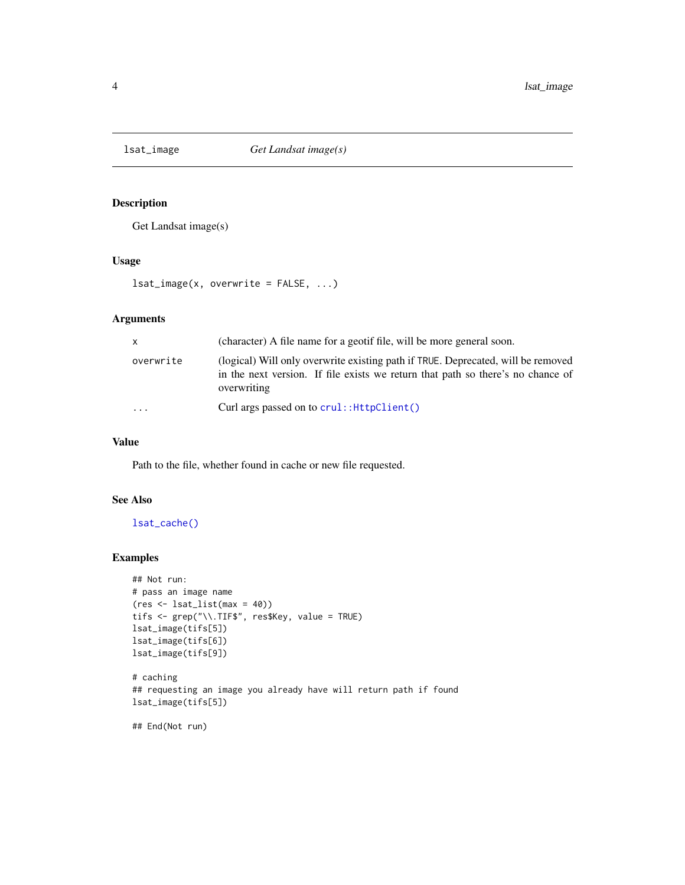## lsat_image — *Get Landsat image(s)*

### Description

Get Landsat image(s)

### Usage

```
lsat_image(x, overwrite = FALSE, ...)
```

### Arguments

| | |
|---|---|
| `x` | (character) A file name for a geotif file, will be more general soon. |
| `overwrite` | (logical) Will only overwrite existing path if `TRUE`. Deprecated, will be removed in the next version. If file exists we return that path so there's no chance of overwriting |
| `...` | Curl args passed on to `crul::HttpClient()` |

### Value

Path to the file, whether found in cache or new file requested.

### See Also

`lsat_cache()`

### Examples

```
## Not run:
# pass an image name
(res <- lsat_list(max = 40))
tifs <- grep("\\.TIF$", res$Key, value = TRUE)
lsat_image(tifs[5])
lsat_image(tifs[6])
lsat_image(tifs[9])

# caching
## requesting an image you already have will return path if found
lsat_image(tifs[5])

## End(Not run)
```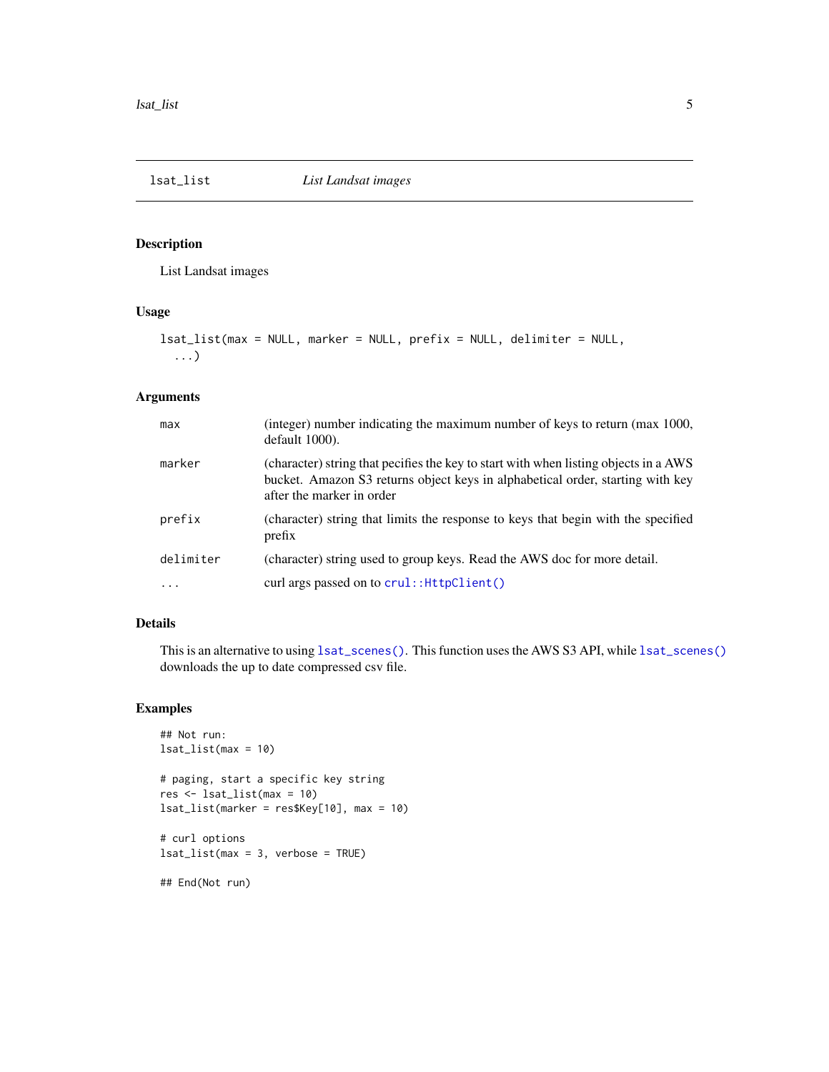## lsat_list — *List Landsat images*

### Description

List Landsat images

### Usage

```
lsat_list(max = NULL, marker = NULL, prefix = NULL, delimiter = NULL,
  ...)
```

### Arguments

| Argument | Description |
|---|---|
| `max` | (integer) number indicating the maximum number of keys to return (max 1000, default 1000). |
| `marker` | (character) string that pecifies the key to start with when listing objects in a AWS bucket. Amazon S3 returns object keys in alphabetical order, starting with key after the marker in order |
| `prefix` | (character) string that limits the response to keys that begin with the specified prefix |
| `delimiter` | (character) string used to group keys. Read the AWS doc for more detail. |
| `...` | curl args passed on to `crul::HttpClient()` |

### Details

This is an alternative to using `lsat_scenes()`. This function uses the AWS S3 API, while `lsat_scenes()` downloads the up to date compressed csv file.

### Examples

```
## Not run:
lsat_list(max = 10)

# paging, start a specific key string
res <- lsat_list(max = 10)
lsat_list(marker = res$Key[10], max = 10)

# curl options
lsat_list(max = 3, verbose = TRUE)

## End(Not run)
```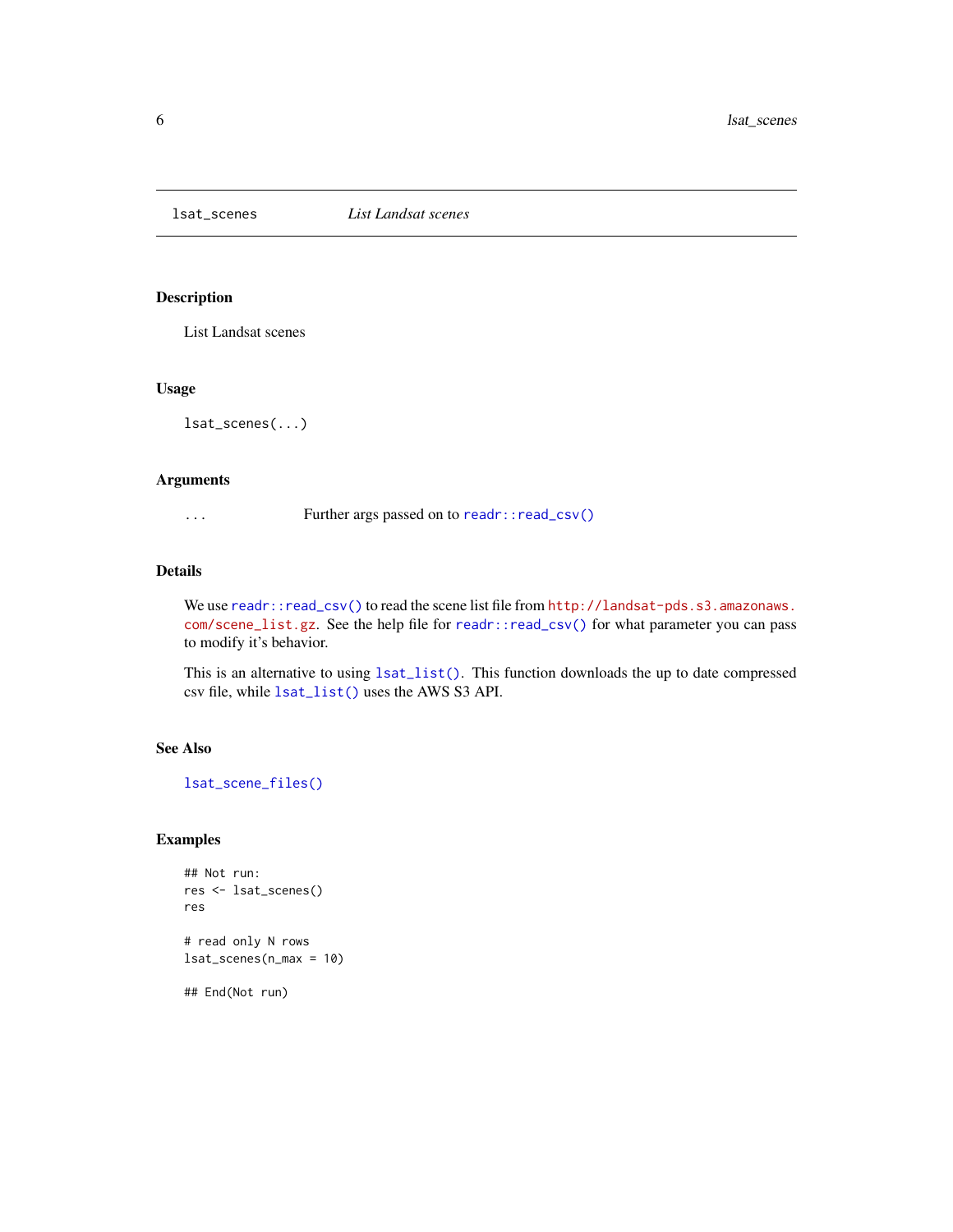lsat_scenes *List Landsat scenes*

## Description

List Landsat scenes

## Usage

```
lsat_scenes(...)
```

## Arguments

| | |
|---|---|
| ... | Further args passed on to `readr::read_csv()` |

## Details

We use `readr::read_csv()` to read the scene list file from `http://landsat-pds.s3.amazonaws.com/scene_list.gz`. See the help file for `readr::read_csv()` for what parameter you can pass to modify it's behavior.

This is an alternative to using `lsat_list()`. This function downloads the up to date compressed csv file, while `lsat_list()` uses the AWS S3 API.

## See Also

`lsat_scene_files()`

## Examples

```
## Not run:
res <- lsat_scenes()
res

# read only N rows
lsat_scenes(n_max = 10)

## End(Not run)
```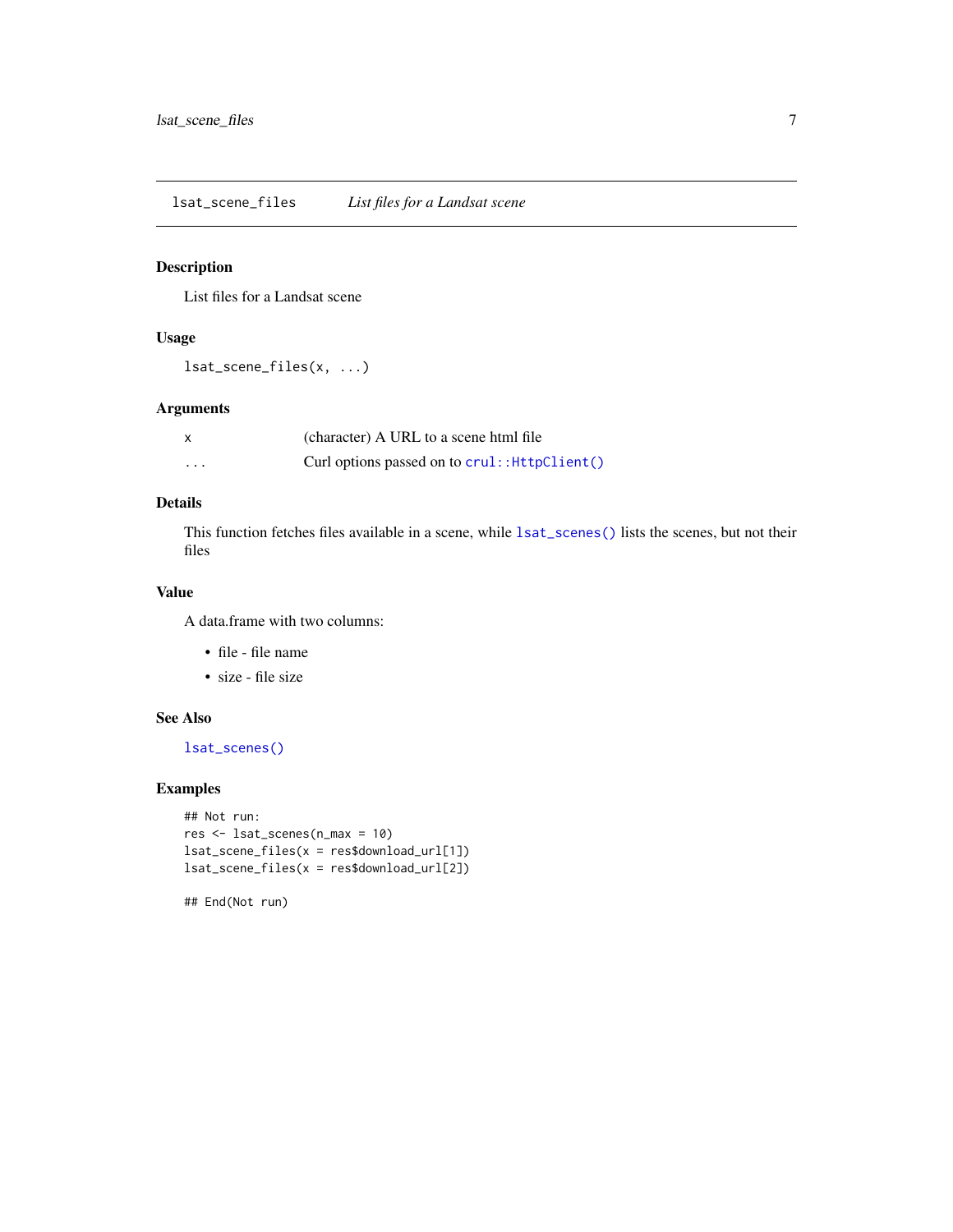## lsat_scene_files    *List files for a Landsat scene*

### Description

List files for a Landsat scene

### Usage

```
lsat_scene_files(x, ...)
```

### Arguments

| | |
|---|---|
| x | (character) A URL to a scene html file |
| ... | Curl options passed on to `crul::HttpClient()` |

### Details

This function fetches files available in a scene, while `lsat_scenes()` lists the scenes, but not their files

### Value

A data.frame with two columns:

- file - file name
- size - file size

### See Also

`lsat_scenes()`

### Examples

```
## Not run:
res <- lsat_scenes(n_max = 10)
lsat_scene_files(x = res$download_url[1])
lsat_scene_files(x = res$download_url[2])

## End(Not run)
```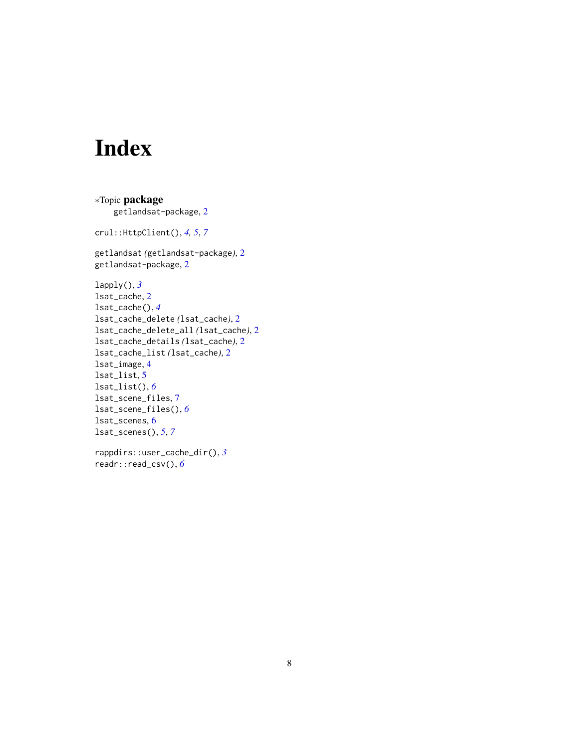# Index

*Topic **package**

getlandsat-package, 2

crul::HttpClient(), *4, 5*, *7*

getlandsat *(*getlandsat-package*)*, 2
getlandsat-package, 2

lapply(), *3*
lsat_cache, 2
lsat_cache(), *4*
lsat_cache_delete *(*lsat_cache*)*, 2
lsat_cache_delete_all *(*lsat_cache*)*, 2
lsat_cache_details *(*lsat_cache*)*, 2
lsat_cache_list *(*lsat_cache*)*, 2
lsat_image, 4
lsat_list, 5
lsat_list(), *6*
lsat_scene_files, 7
lsat_scene_files(), *6*
lsat_scenes, 6
lsat_scenes(), *5*, *7*

rappdirs::user_cache_dir(), *3*
readr::read_csv(), *6*